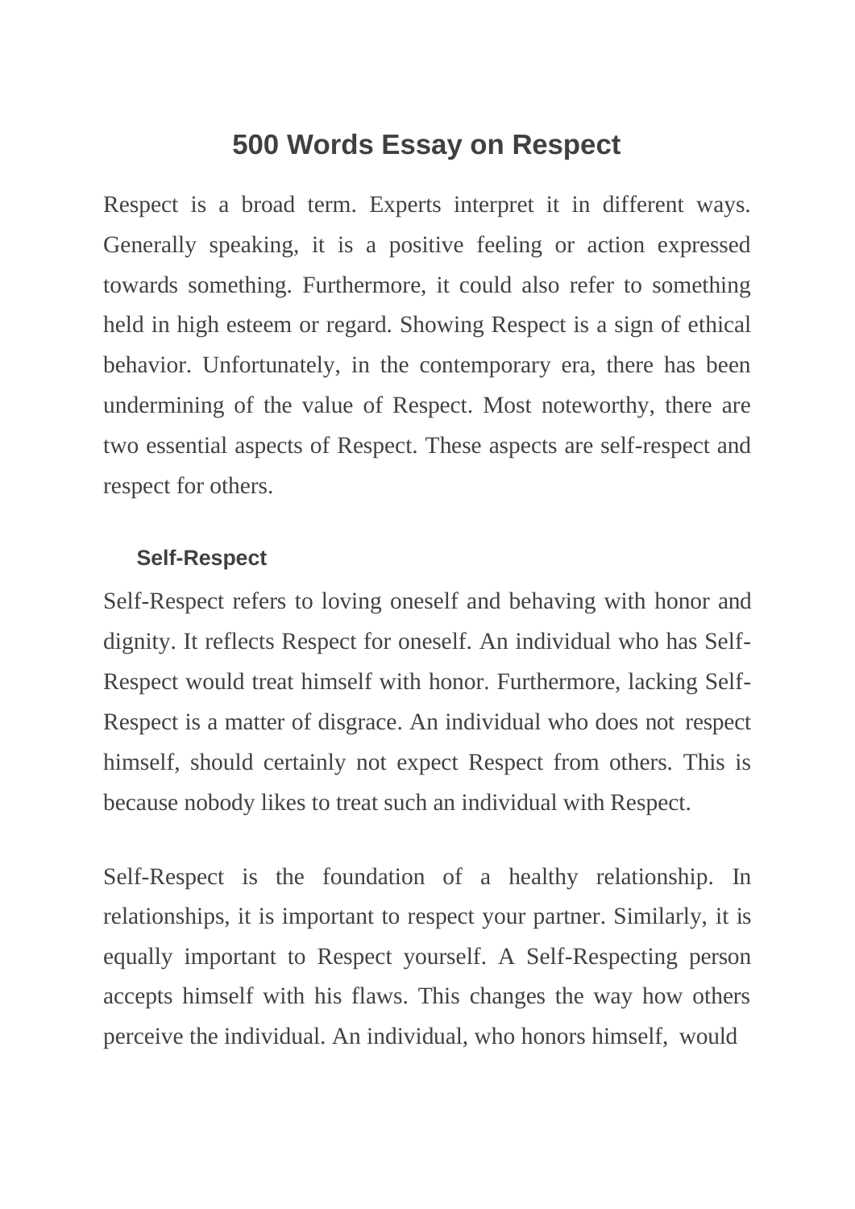# 500 Words Essay on Respect

Respect is a broad term. Experts interpret it in different ways. Generally speaking, it is a positive feeling or action expressed towards something. Furthermore, it could also refer to something held in high esteem or regard. Showing Respect is a sign of ethical behavior. Unfortunately, in the contemporary era, there has been undermining of the value of Respect. Most noteworthy, there are two essential aspects of Respect. These aspects are self-respect and respect for others.

### Self-Respect

Self-Respect refers to loving oneself and behaving with honor and dignity. It reflects Respect for oneself. An individual who has Self-Respect would treat himself with honor. Furthermore, lacking Self-Respect is a matter of disgrace. An individual who does not respect himself, should certainly not expect Respect from others. This is because nobody likes to treat such an individual with Respect.

Self-Respect is the foundation of a healthy relationship. In relationships, it is important to respect your partner. Similarly, it is equally important to Respect yourself. A Self-Respecting person accepts himself with his flaws. This changes the way how others perceive the individual. An individual, who honors himself, would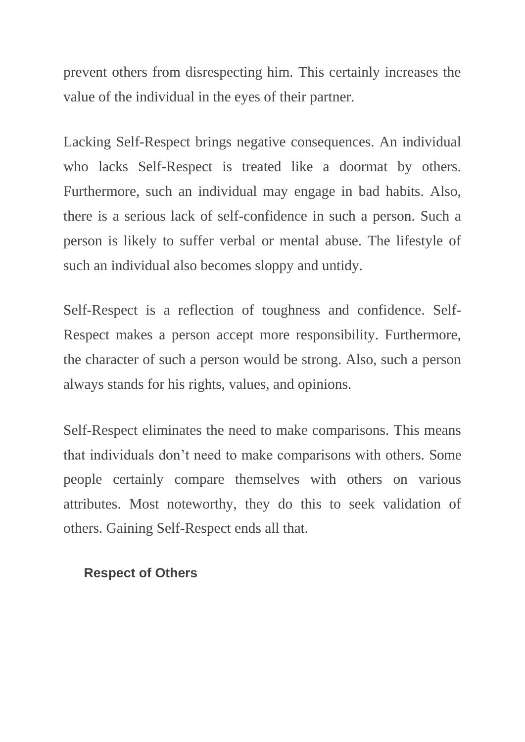prevent others from disrespecting him. This certainly increases the value of the individual in the eyes of their partner.

Lacking Self-Respect brings negative consequences. An individual who lacks Self-Respect is treated like a doormat by others. Furthermore, such an individual may engage in bad habits. Also, there is a serious lack of self-confidence in such a person. Such a person is likely to suffer verbal or mental abuse. The lifestyle of such an individual also becomes sloppy and untidy.

Self-Respect is a reflection of toughness and confidence. Self-Respect makes a person accept more responsibility. Furthermore, the character of such a person would be strong. Also, such a person always stands for his rights, values, and opinions.

Self-Respect eliminates the need to make comparisons. This means that individuals don’t need to make comparisons with others. Some people certainly compare themselves with others on various attributes. Most noteworthy, they do this to seek validation of others. Gaining Self-Respect ends all that.

### Respect of Others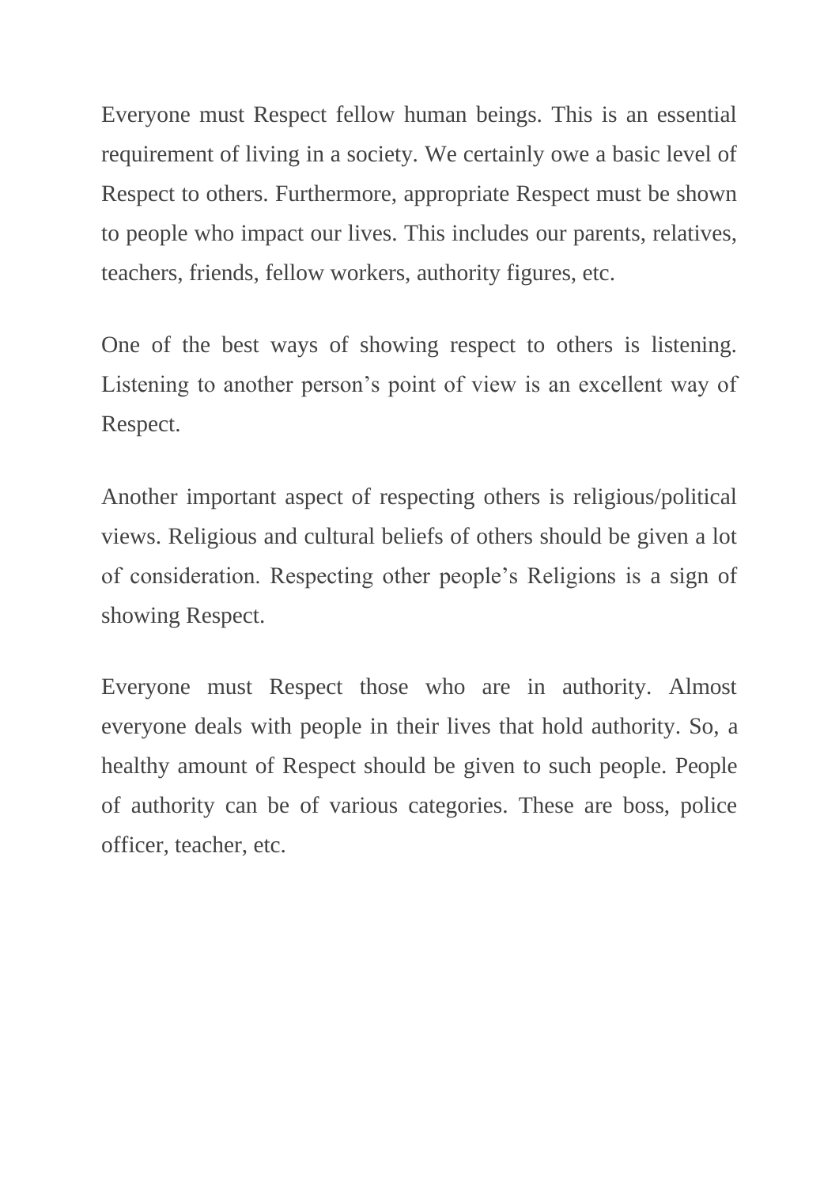Everyone must Respect fellow human beings. This is an essential requirement of living in a society. We certainly owe a basic level of Respect to others. Furthermore, appropriate Respect must be shown to people who impact our lives. This includes our parents, relatives, teachers, friends, fellow workers, authority figures, etc.

One of the best ways of showing respect to others is listening. Listening to another person's point of view is an excellent way of Respect.

Another important aspect of respecting others is religious/political views. Religious and cultural beliefs of others should be given a lot of consideration. Respecting other people's Religions is a sign of showing Respect.

Everyone must Respect those who are in authority. Almost everyone deals with people in their lives that hold authority. So, a healthy amount of Respect should be given to such people. People of authority can be of various categories. These are boss, police officer, teacher, etc.